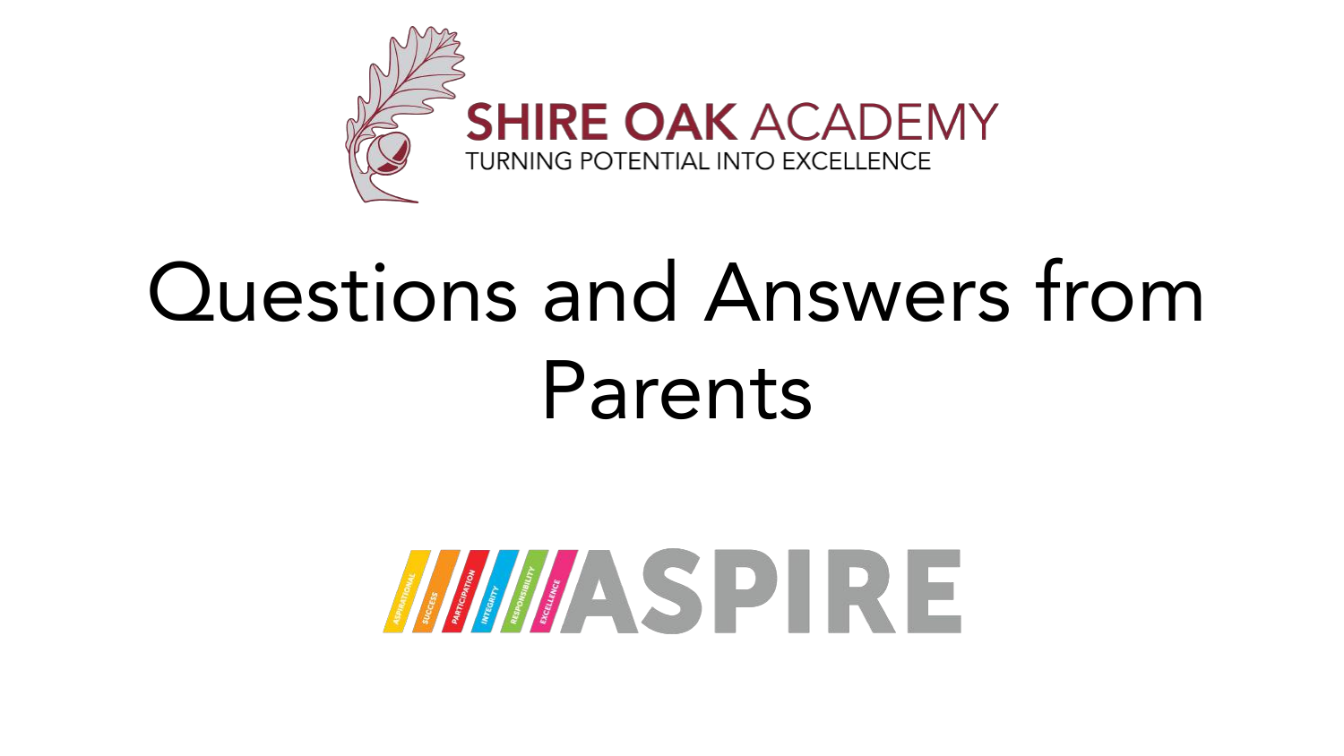SHIRE OAK ACADEMY

TURNING POTENTIAL INTO EXCELLENCE

# Questions and Answers from Parents

ASPIRATIONAL SUCCESS PARTICIPATION INTEGRITY RESPONSIBILITY EXCELLENCE

ASPIRE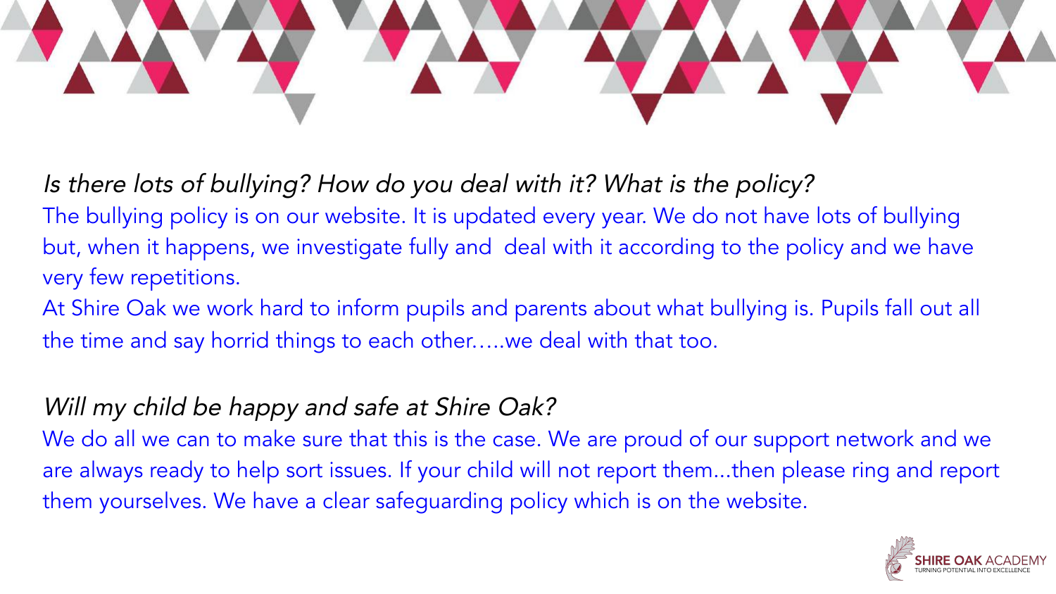*Is there lots of bullying? How do you deal with it? What is the policy?*

The bullying policy is on our website. It is updated every year. We do not have lots of bullying but, when it happens, we investigate fully and deal with it according to the policy and we have very few repetitions.

At Shire Oak we work hard to inform pupils and parents about what bullying is. Pupils fall out all the time and say horrid things to each other…..we deal with that too.

*Will my child be happy and safe at Shire Oak?*

We do all we can to make sure that this is the case. We are proud of our support network and we are always ready to help sort issues. If your child will not report them...then please ring and report them yourselves. We have a clear safeguarding policy which is on the website.

SHIRE OAK ACADEMY
TURNING POTENTIAL INTO EXCELLENCE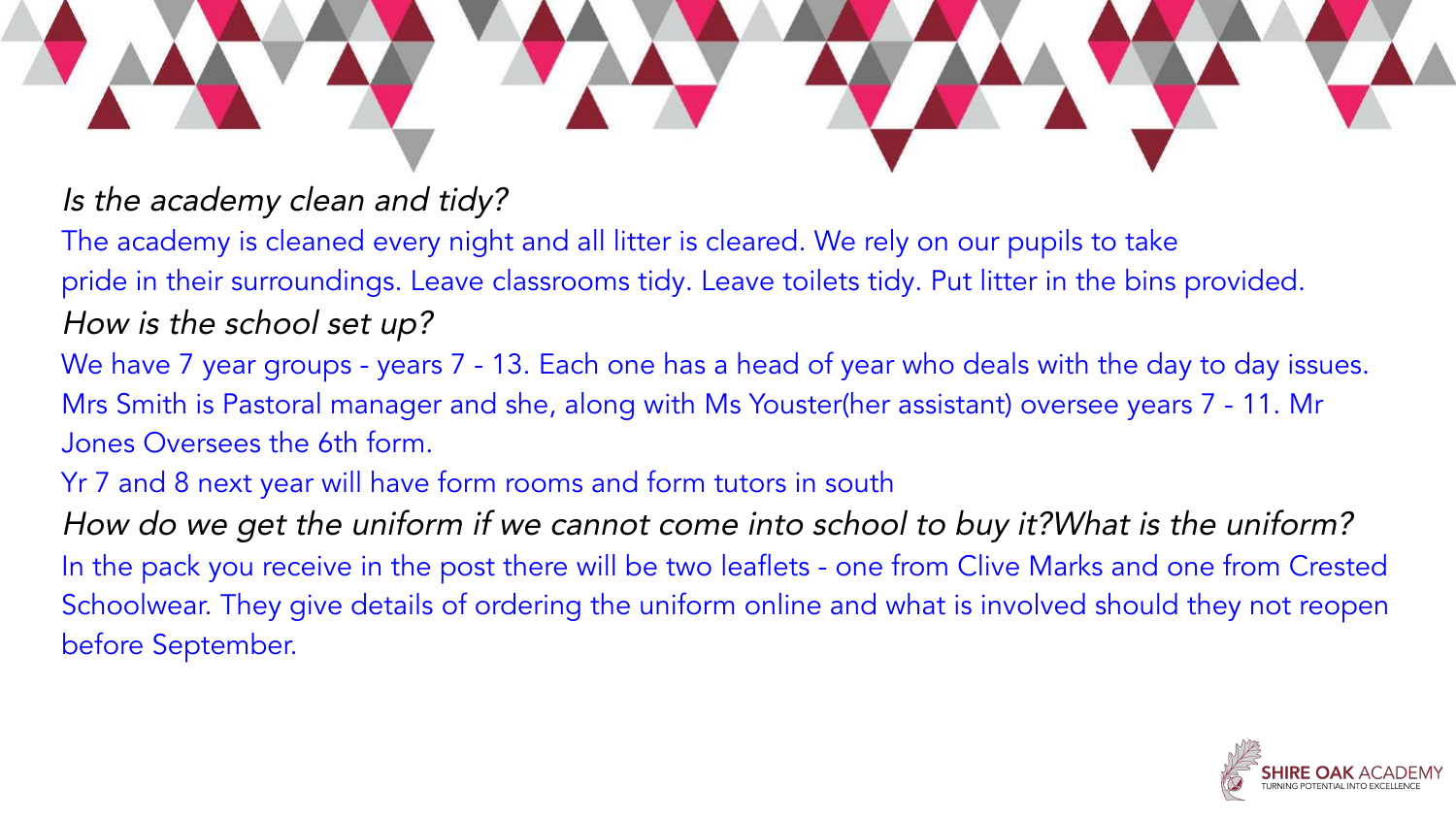*Is the academy clean and tidy?*

The academy is cleaned every night and all litter is cleared. We rely on our pupils to take pride in their surroundings. Leave classrooms tidy. Leave toilets tidy. Put litter in the bins provided.

*How is the school set up?*

We have 7 year groups - years 7 - 13. Each one has a head of year who deals with the day to day issues. Mrs Smith is Pastoral manager and she, along with Ms Youster(her assistant) oversee years 7 - 11. Mr Jones Oversees the 6th form.

Yr 7 and 8 next year will have form rooms and form tutors in south

*How do we get the uniform if we cannot come into school to buy it?What is the uniform?*

In the pack you receive in the post there will be two leaflets - one from Clive Marks and one from Crested Schoolwear. They give details of ordering the uniform online and what is involved should they not reopen before September.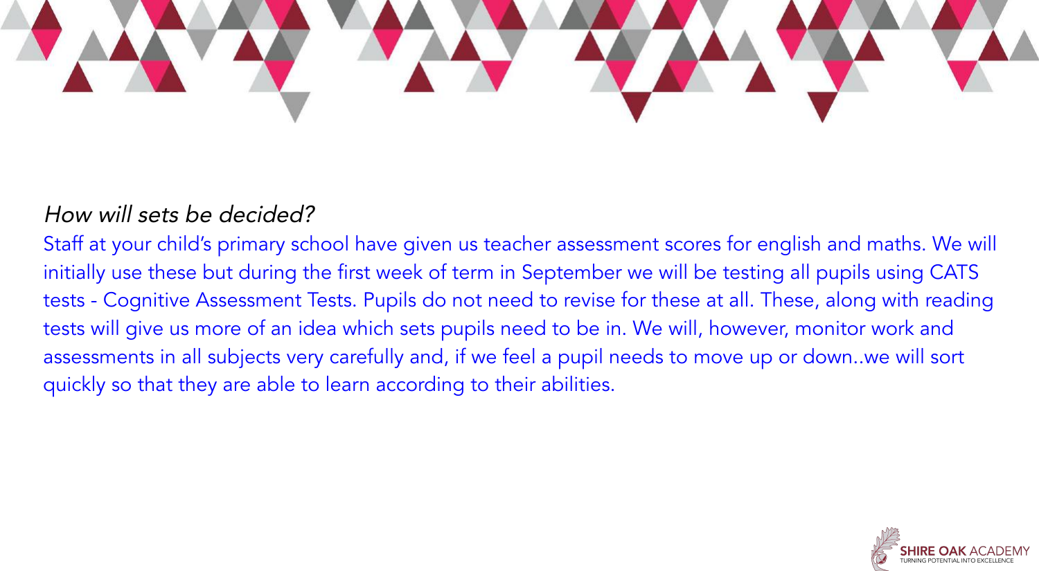*How will sets be decided?*

Staff at your child's primary school have given us teacher assessment scores for english and maths. We will initially use these but during the first week of term in September we will be testing all pupils using CATS tests - Cognitive Assessment Tests. Pupils do not need to revise for these at all. These, along with reading tests will give us more of an idea which sets pupils need to be in. We will, however, monitor work and assessments in all subjects very carefully and, if we feel a pupil needs to move up or down..we will sort quickly so that they are able to learn according to their abilities.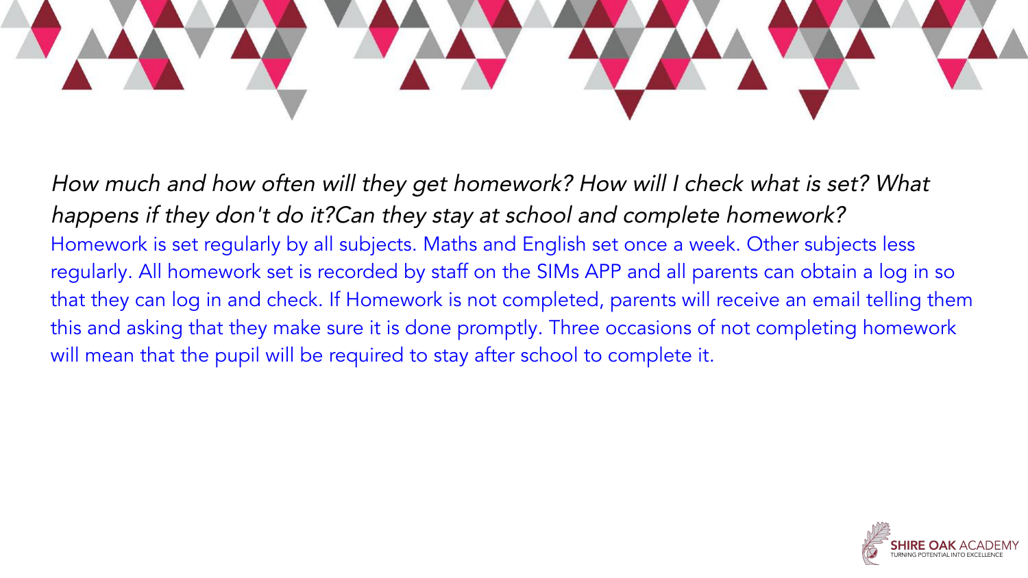*How much and how often will they get homework? How will I check what is set? What happens if they don't do it?Can they stay at school and complete homework?*

Homework is set regularly by all subjects. Maths and English set once a week. Other subjects less regularly. All homework set is recorded by staff on the SIMs APP and all parents can obtain a log in so that they can log in and check. If Homework is not completed, parents will receive an email telling them this and asking that they make sure it is done promptly. Three occasions of not completing homework will mean that the pupil will be required to stay after school to complete it.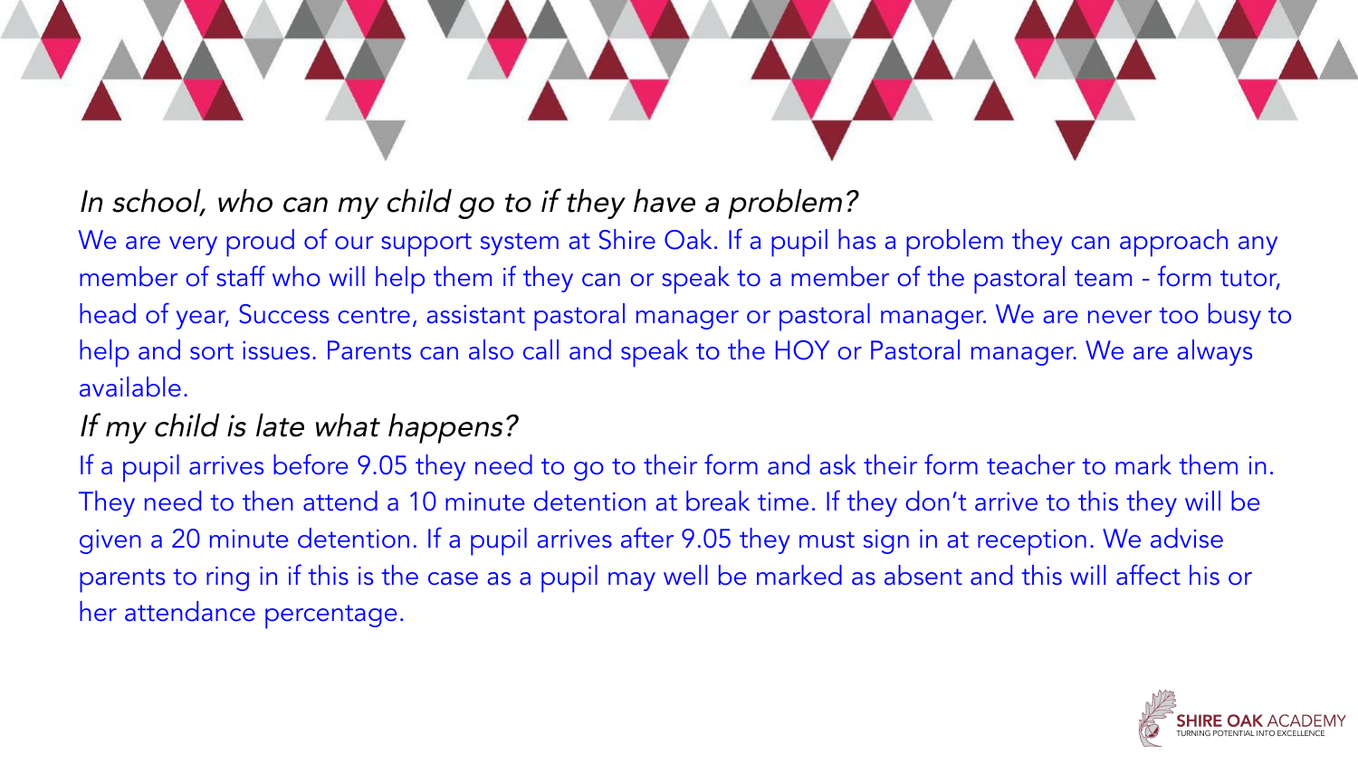*In school, who can my child go to if they have a problem?*

We are very proud of our support system at Shire Oak. If a pupil has a problem they can approach any member of staff who will help them if they can or speak to a member of the pastoral team - form tutor, head of year, Success centre, assistant pastoral manager or pastoral manager. We are never too busy to help and sort issues. Parents can also call and speak to the HOY or Pastoral manager. We are always available.

*If my child is late what happens?*

If a pupil arrives before 9.05 they need to go to their form and ask their form teacher to mark them in. They need to then attend a 10 minute detention at break time. If they don't arrive to this they will be given a 20 minute detention. If a pupil arrives after 9.05 they must sign in at reception. We advise parents to ring in if this is the case as a pupil may well be marked as absent and this will affect his or her attendance percentage.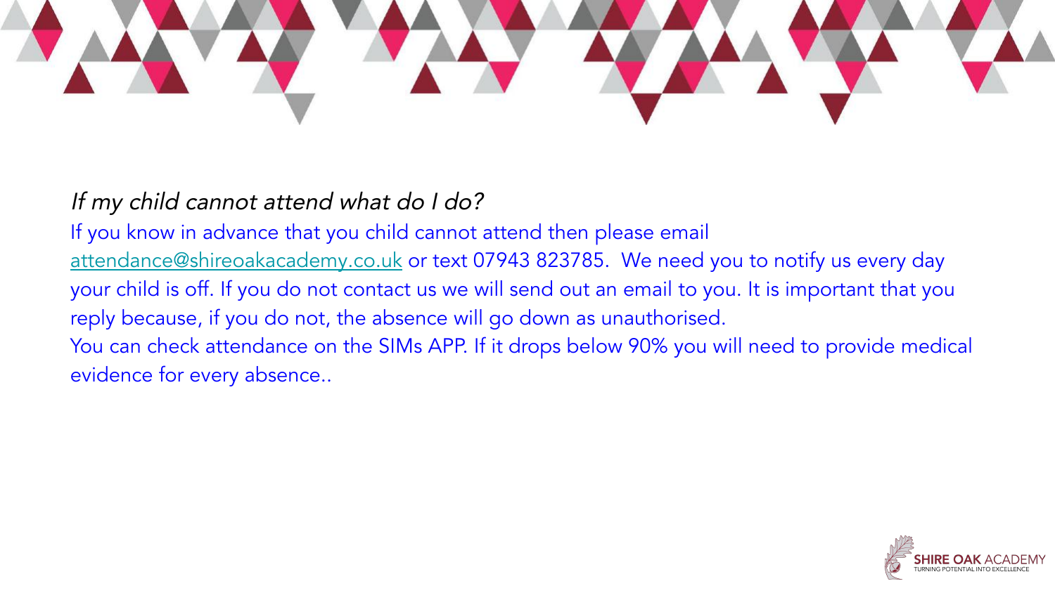*If my child cannot attend what do I do?*

If you know in advance that you child cannot attend then please email attendance@shireoakacademy.co.uk or text 07943 823785. We need you to notify us every day your child is off. If you do not contact us we will send out an email to you. It is important that you reply because, if you do not, the absence will go down as unauthorised.

You can check attendance on the SIMs APP. If it drops below 90% you will need to provide medical evidence for every absence..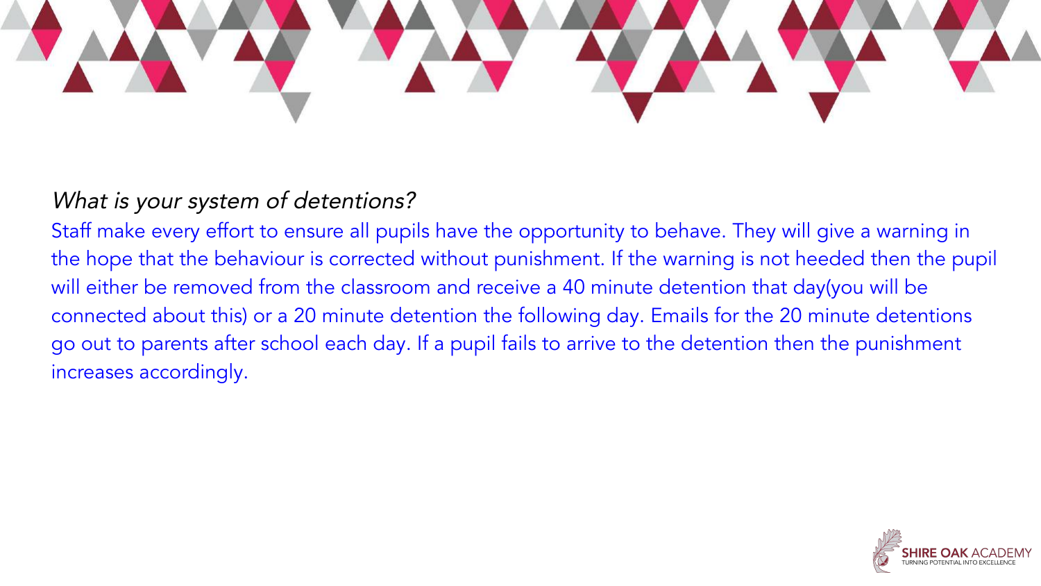*What is your system of detentions?*

Staff make every effort to ensure all pupils have the opportunity to behave. They will give a warning in the hope that the behaviour is corrected without punishment. If the warning is not heeded then the pupil will either be removed from the classroom and receive a 40 minute detention that day(you will be connected about this) or a 20 minute detention the following day. Emails for the 20 minute detentions go out to parents after school each day. If a pupil fails to arrive to the detention then the punishment increases accordingly.